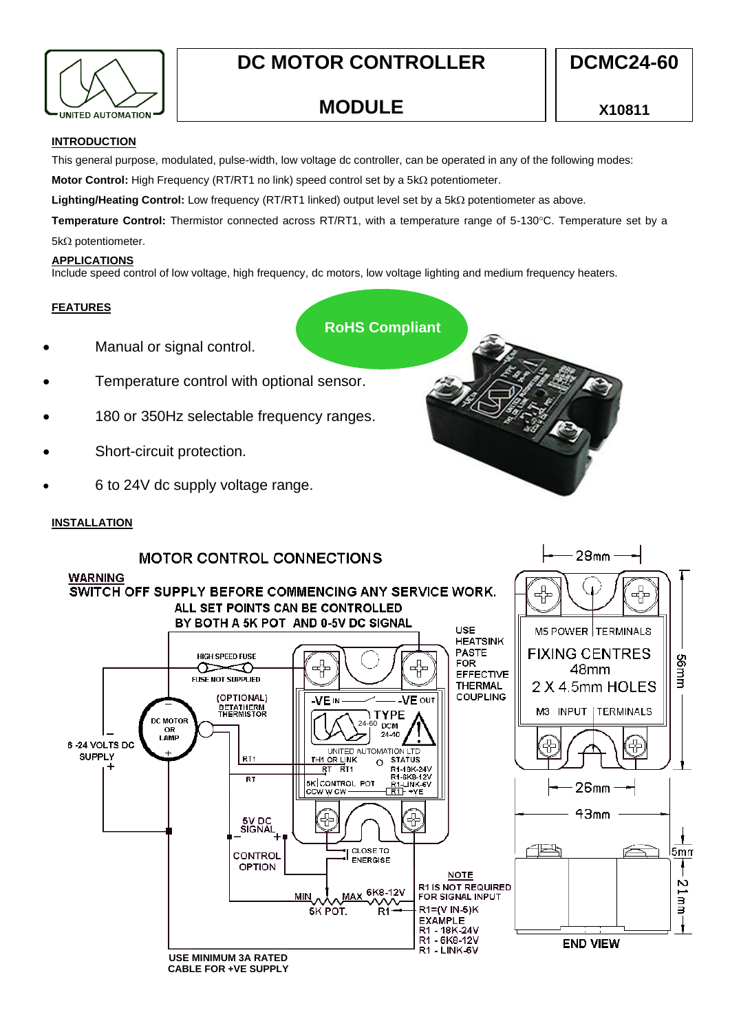# DC MOTOR CONTROLLER MODULE

**DCMC24-60**

**X10811**

## INTRODUCTION

This general purpose, modulated, pulse-width, low voltage dc controller, can be operated in any of the following modes:

**Motor Control:** High Frequency (RT/RT1 no link) speed control set by a 5kΩ potentiometer.

**Lighting/Heating Control:** Low frequency (RT/RT1 linked) output level set by a 5kΩ potentiometer as above.

**Temperature Control:** Thermistor connected across RT/RT1, with a temperature range of 5-130°C. Temperature set by a 5kΩ potentiometer.

## APPLICATIONS

Include speed control of low voltage, high frequency, dc motors, low voltage lighting and medium frequency heaters.

## FEATURES

**RoHS Compliant**

- Manual or signal control.
- Temperature control with optional sensor.
- 180 or 350Hz selectable frequency ranges.
- Short-circuit protection.
- 6 to 24V dc supply voltage range.

## INSTALLATION

MOTOR CONTROL CONNECTIONS

WARNING
SWITCH OFF SUPPLY BEFORE COMMENCING ANY SERVICE WORK.
ALL SET POINTS CAN BE CONTROLLED BY BOTH A 5K POT AND 0-5V DC SIGNAL

HIGH SPEED FUSE
FUSE NOT SUPPLIED

(OPTIONAL) BETATHERM THERMISTOR

DC MOTOR OR LAMP

6 -24 VOLTS DC SUPPLY

-VE IN — -VE OUT

TYPE DCM 24-60 24-40

UNITED AUTOMATION LTD
TH1 OR LINK RT RT1
STATUS
R1-18K-24V
R1-6K8-12V
R1-LINK-6V
5K CONTROL POT CCW W CW
R1 +VE

USE HEATSINK PASTE FOR EFFECTIVE THERMAL COUPLING

5V DC SIGNAL

CONTROL OPTION

CLOSE TO ENERGISE

MIN MAX 5K POT. 6K8-12V R1

NOTE
R1 IS NOT REQUIRED FOR SIGNAL INPUT
R1=(V IN-5)K
EXAMPLE
R1 - 18K-24V
R1 - 6K8-12V
R1 - LINK-6V

USE MINIMUM 3A RATED CABLE FOR +VE SUPPLY

28mm

M5 POWER TERMINALS
FIXING CENTRES 48mm
2 X 4.5mm HOLES
M3 INPUT TERMINALS

56mm

26mm

43mm

5mm

21mm

END VIEW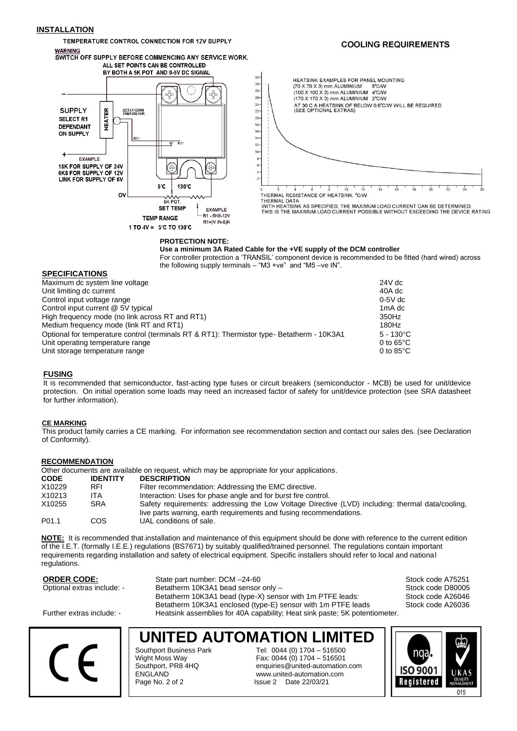## INSTALLATION

TEMPERATURE CONTROL CONNECTION FOR 12V SUPPLY

WARNING
SWITCH OFF SUPPLY BEFORE COMMENCING ANY SERVICE WORK.
ALL SET POINTS CAN BE CONTROLLED
BY BOTH A 5K POT AND 0-5V DC SIGNAL

SUPPLY
SELECT R1
DEPENDANT
ON SUPPLY

HEATER

BETATHERM THERMISTOR

RT1

RT RT1

EXAMPLE
18K FOR SUPPLY OF 24V
6K8 FOR SUPPLY OF 12V
LINK FOR SUPPLY OF 6V

0V

5°C 130°C

5K POT.
SET TEMP

TEMP RANGE
1 TO 4V = 5°C TO 130°C

EXAMPLE
R1 - 6K8-12V
R1=(V IN-5)K

## COOLING REQUIREMENTS

HEATSINK EXAMPLES FOR PANEL MOUNTING
(70 X 70 X 3) mm ALUMINIUM 8°C/W
(100 X 100 X 3) mm ALUMINIUM 4°C/W
(170 X 170 X 3) mm ALUMINIUM 2°C/W
AT 30 C A HEATSINK OF BELOW 0.6°C/W WILL BE REQUIRED
(SEE OPTIONAL EXTRAS)

THERMAL RESISTANCE OF HEATSINK °C/W

THERMAL DATA
WITH HEATSINK AS SPECIFIED, THE MAXIMUM LOAD CURRENT CAN BE DETERMINED.
THIS IS THE MAXIMUM LOAD CURRENT POSSIBLE WITHOUT EXCEEDING THE DEVICE RATING

**PROTECTION NOTE:**

**Use a minimum 3A Rated Cable for the +VE supply of the DCM controller**

For controller protection a 'TRANSIL' component device is recommended to be fitted (hard wired) across the following supply terminals – "M3 +ve" and "M5 –ve IN".

### SPECIFICATIONS

| | |
|---|---|
| Maximum dc system line voltage | 24V dc |
| Unit limiting dc current | 40A dc |
| Control input voltage range | 0-5V dc |
| Control input current @ 5V typical | 1mA dc |
| High frequency mode (no link across RT and RT1) | 350Hz |
| Medium frequency mode (link RT and RT1) | 180Hz |
| Optional for temperature control (terminals RT & RT1): Thermistor type- Betatherm - 10K3A1 | 5 - 130°C |
| Unit operating temperature range | 0 to 65°C |
| Unit storage temperature range | 0 to 85°C |

### FUSING

It is recommended that semiconductor, fast-acting type fuses or circuit breakers (semiconductor - MCB) be used for unit/device protection. On initial operation some loads may need an increased factor of safety for unit/device protection (see SRA datasheet for further information).

### CE MARKING

This product family carries a CE marking. For information see recommendation section and contact our sales des. (see Declaration of Conformity).

### RECOMMENDATION

Other documents are available on request, which may be appropriate for your applications.

| CODE | IDENTITY | DESCRIPTION |
|---|---|---|
| X10229 | RFI | Filter recommendation: Addressing the EMC directive. |
| X10213 | ITA | Interaction: Uses for phase angle and for burst fire control. |
| X10255 | SRA | Safety requirements: addressing the Low Voltage Directive (LVD) including: thermal data/cooling, live parts warning, earth requirements and fusing recommendations. |
| P01.1 | COS | UAL conditions of sale. |

**NOTE:** It is recommended that installation and maintenance of this equipment should be done with reference to the current edition of the I.E.T. (formally I.E.E.) regulations (BS7671) by suitably qualified/trained personnel. The regulations contain important requirements regarding installation and safety of electrical equipment. Specific installers should refer to local and national regulations.

| | | |
|---|---|---|
| **ORDER CODE:** | State part number: DCM –24-60 | Stock code A75251 |
| Optional extras include: - | Betatherm 10K3A1 bead sensor only – | Stock code D80005 |
| | Betatherm 10K3A1 bead (type-X) sensor with 1m PTFE leads: | Stock code A26046 |
| | Betatherm 10K3A1 enclosed (type-E) sensor with 1m PTFE leads | Stock code A26036 |
| Further extras include: - | Heatsink assemblies for 40A capability; Heat sink paste; 5K potentiometer. | |

# UNITED AUTOMATION LIMITED

Southport Business Park
Wight Moss Way
Southport, PR8 4HQ
ENGLAND

Tel: 0044 (0) 1704 – 516500
Fax: 0044 (0) 1704 – 516501
enquiries@united-automation.com
www.united-automation.com
Issue 2 Date 22/03/21